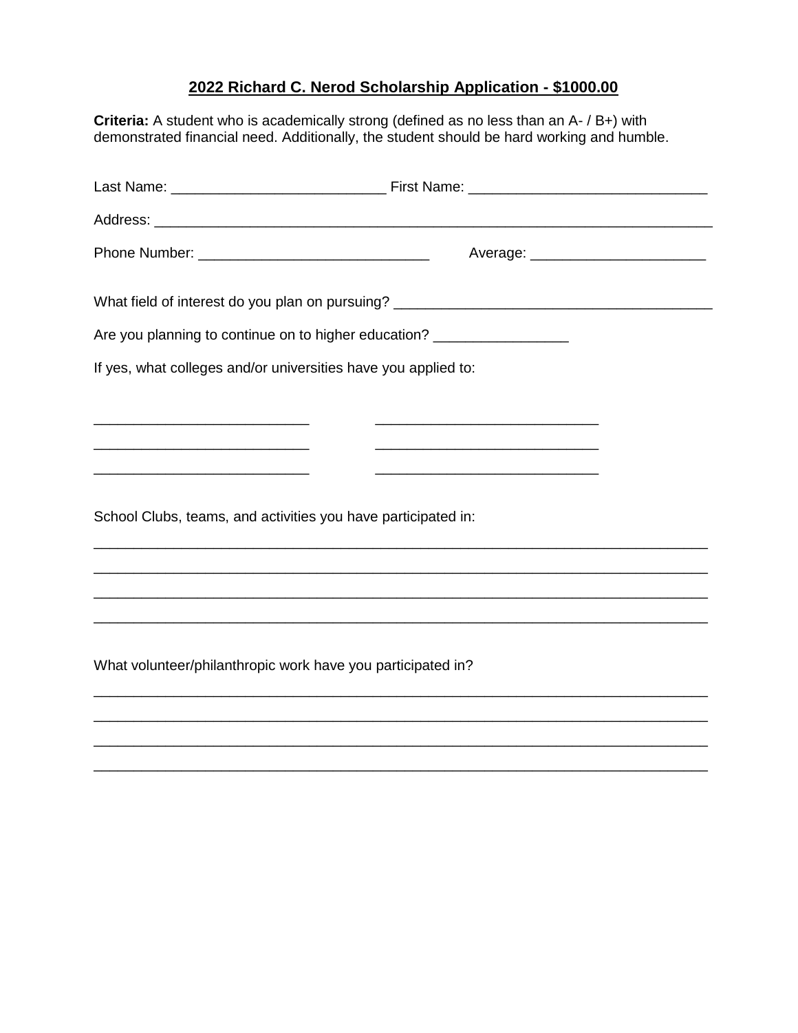**2022 Richard C. Nerod Scholarship Application - $1000.00**

**Criteria:** A student who is academically strong (defined as no less than an A- / B+) with demonstrated financial need. Additionally, the student should be hard working and humble.

Last Name: ___________________________ First Name: ______________________________

Address: _______________________________________________________________________

Phone Number: _____________________________ Average: ______________________

What field of interest do you plan on pursuing? ________________________________________

Are you planning to continue on to higher education? ________________

If yes, what colleges and/or universities have you applied to:

___________________________ ____________________________

___________________________ ____________________________

___________________________ ____________________________

School Clubs, teams, and activities you have participated in:

______________________________________________________________________________

______________________________________________________________________________

______________________________________________________________________________

______________________________________________________________________________

What volunteer/philanthropic work have you participated in?

______________________________________________________________________________

______________________________________________________________________________

______________________________________________________________________________

______________________________________________________________________________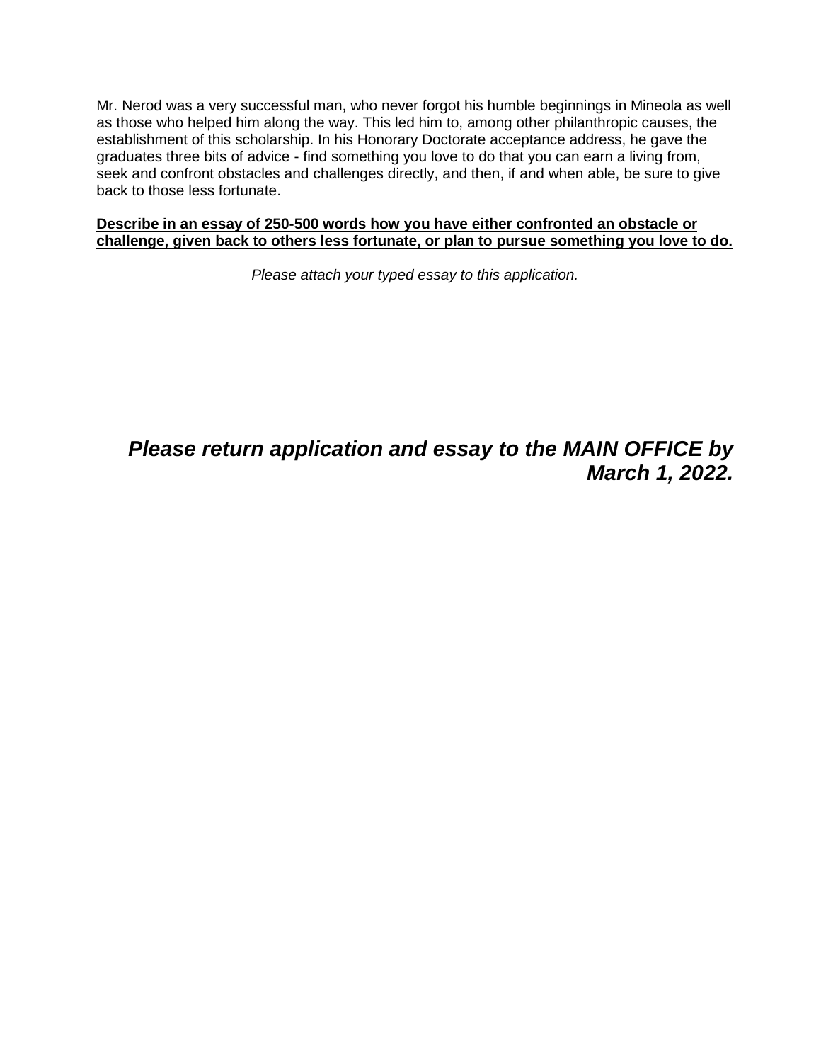Mr. Nerod was a very successful man, who never forgot his humble beginnings in Mineola as well as those who helped him along the way. This led him to, among other philanthropic causes, the establishment of this scholarship. In his Honorary Doctorate acceptance address, he gave the graduates three bits of advice - find something you love to do that you can earn a living from, seek and confront obstacles and challenges directly, and then, if and when able, be sure to give back to those less fortunate.

<u>**Describe in an essay of 250-500 words how you have either confronted an obstacle or challenge, given back to others less fortunate, or plan to pursue something you love to do.**</u>

*Please attach your typed essay to this application.*

***Please return application and essay to the MAIN OFFICE by March 1, 2022.***